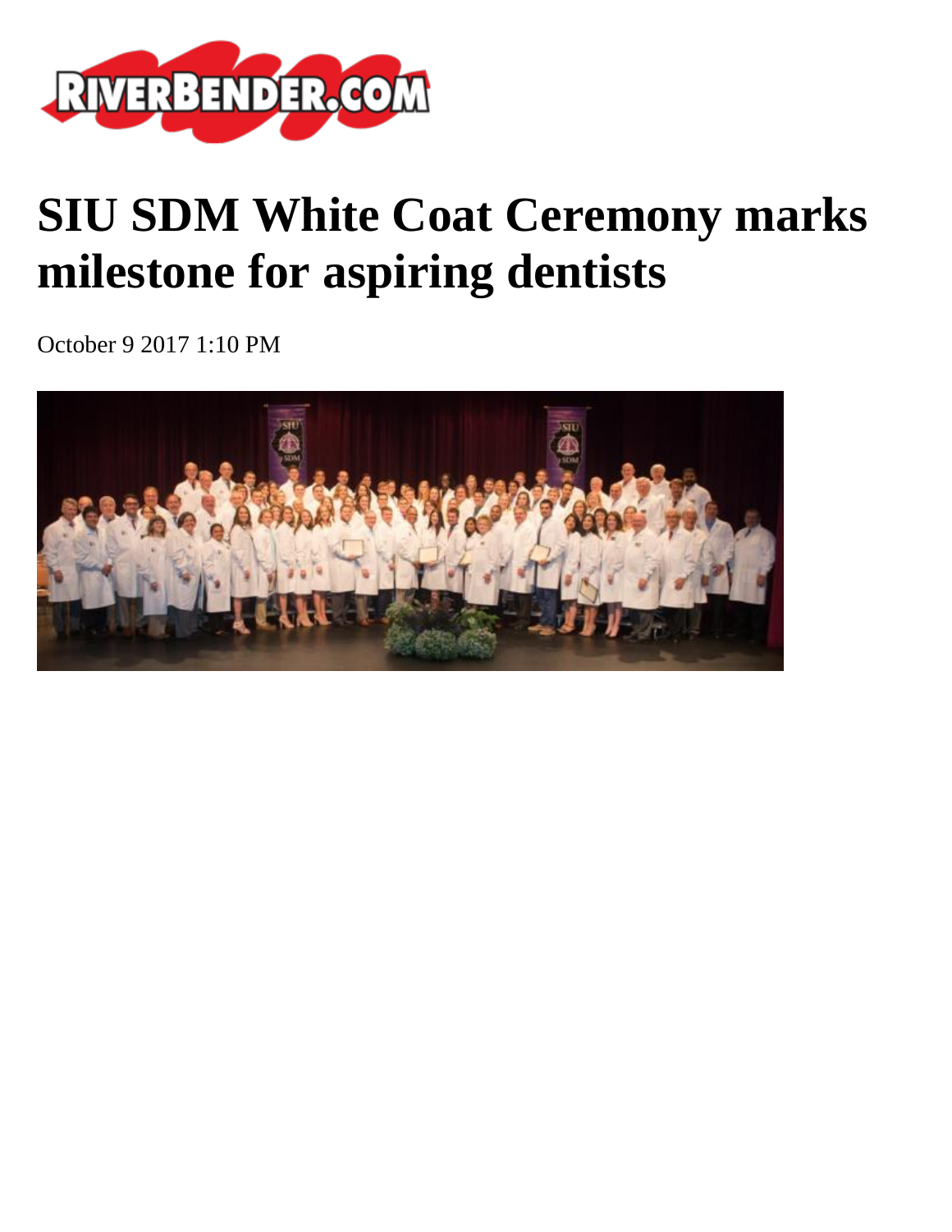# SIU SDM White Coat Ceremony marks milestone for aspiring dentists

October 9 2017 1:10 PM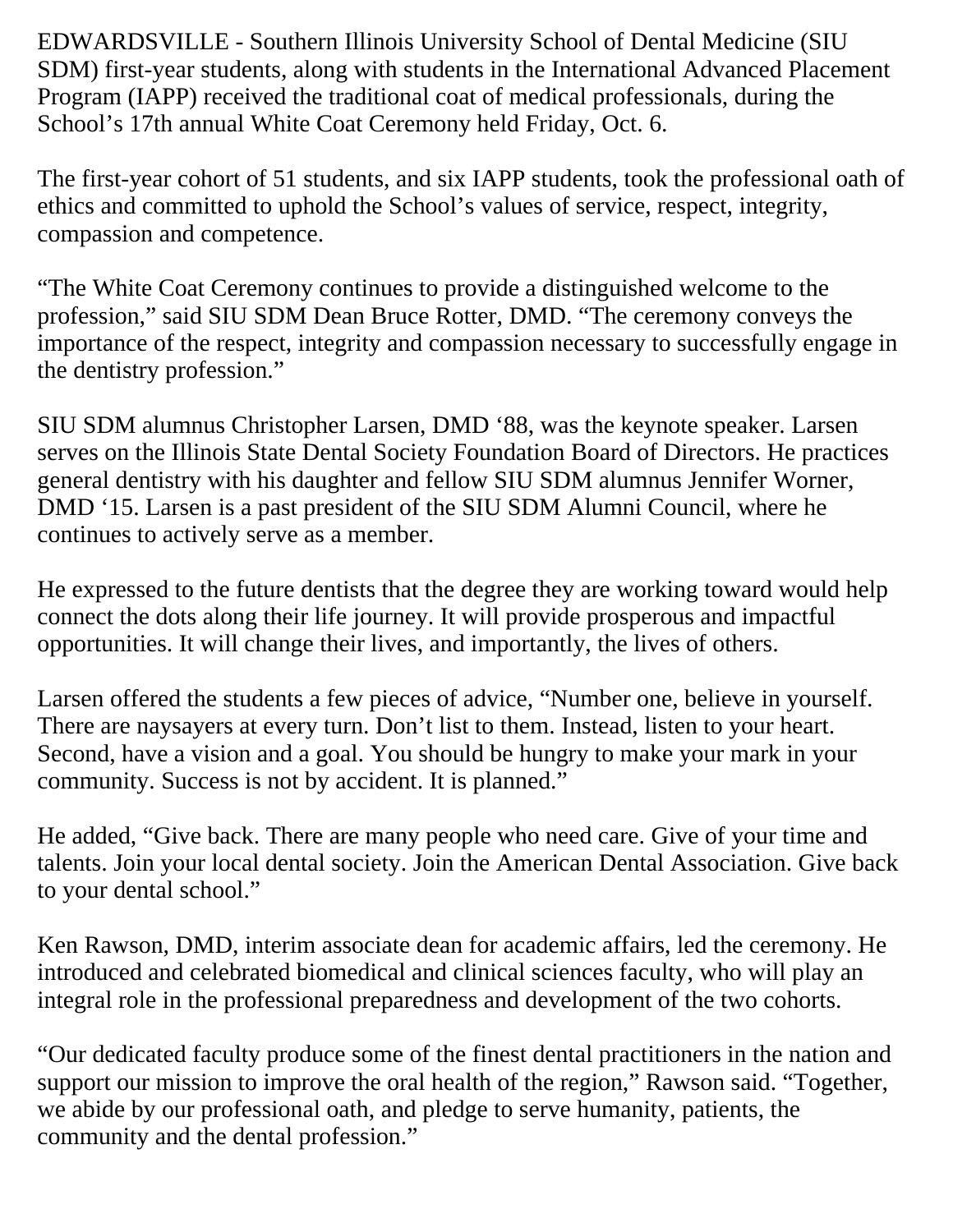EDWARDSVILLE - Southern Illinois University School of Dental Medicine (SIU SDM) first-year students, along with students in the International Advanced Placement Program (IAPP) received the traditional coat of medical professionals, during the School's 17th annual White Coat Ceremony held Friday, Oct. 6.

The first-year cohort of 51 students, and six IAPP students, took the professional oath of ethics and committed to uphold the School's values of service, respect, integrity, compassion and competence.

"The White Coat Ceremony continues to provide a distinguished welcome to the profession," said SIU SDM Dean Bruce Rotter, DMD. "The ceremony conveys the importance of the respect, integrity and compassion necessary to successfully engage in the dentistry profession."

SIU SDM alumnus Christopher Larsen, DMD '88, was the keynote speaker. Larsen serves on the Illinois State Dental Society Foundation Board of Directors. He practices general dentistry with his daughter and fellow SIU SDM alumnus Jennifer Worner, DMD '15. Larsen is a past president of the SIU SDM Alumni Council, where he continues to actively serve as a member.

He expressed to the future dentists that the degree they are working toward would help connect the dots along their life journey. It will provide prosperous and impactful opportunities. It will change their lives, and importantly, the lives of others.

Larsen offered the students a few pieces of advice, "Number one, believe in yourself. There are naysayers at every turn. Don't list to them. Instead, listen to your heart. Second, have a vision and a goal. You should be hungry to make your mark in your community. Success is not by accident. It is planned."

He added, "Give back. There are many people who need care. Give of your time and talents. Join your local dental society. Join the American Dental Association. Give back to your dental school."

Ken Rawson, DMD, interim associate dean for academic affairs, led the ceremony. He introduced and celebrated biomedical and clinical sciences faculty, who will play an integral role in the professional preparedness and development of the two cohorts.

"Our dedicated faculty produce some of the finest dental practitioners in the nation and support our mission to improve the oral health of the region," Rawson said. "Together, we abide by our professional oath, and pledge to serve humanity, patients, the community and the dental profession."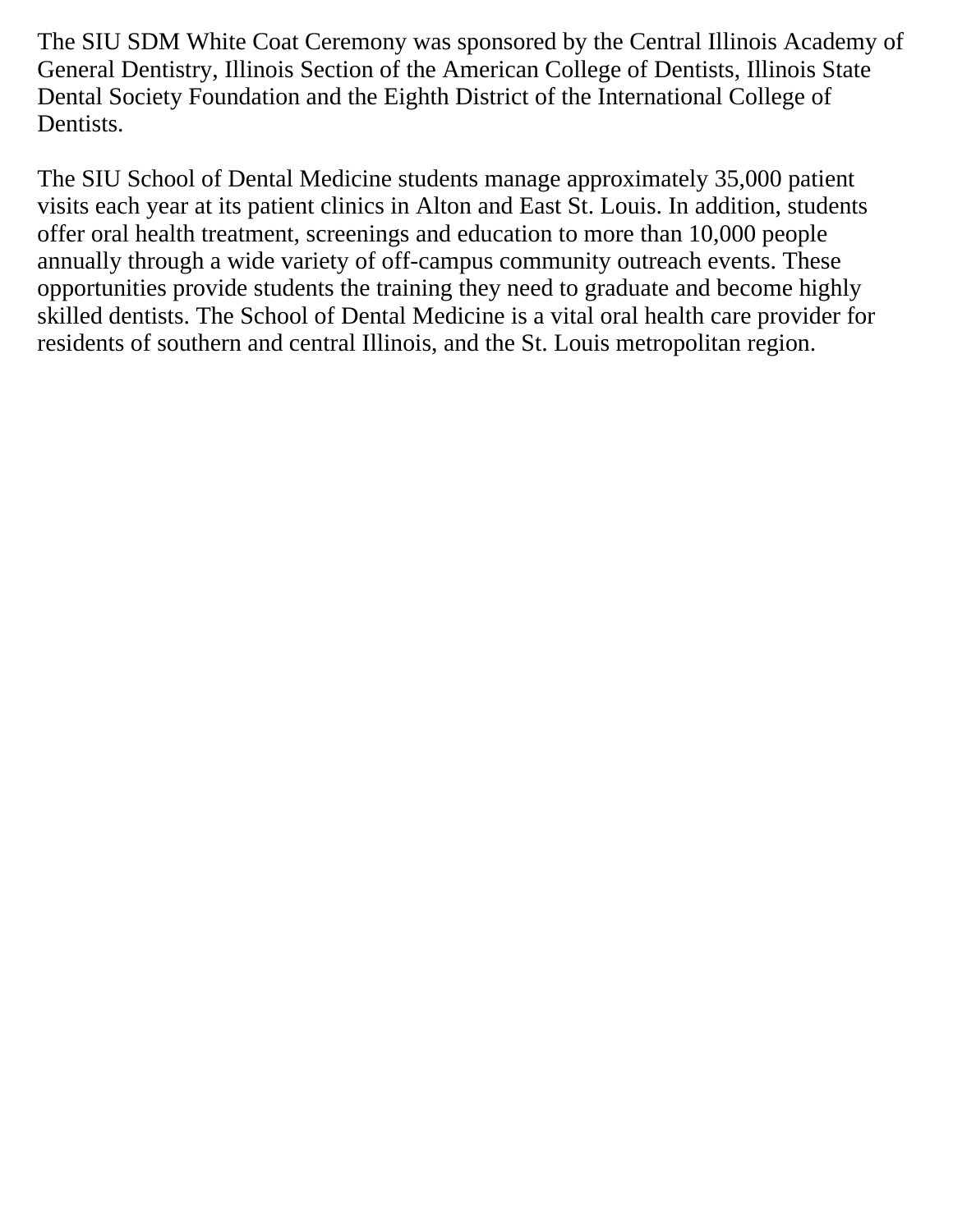The SIU SDM White Coat Ceremony was sponsored by the Central Illinois Academy of General Dentistry, Illinois Section of the American College of Dentists, Illinois State Dental Society Foundation and the Eighth District of the International College of Dentists.

The SIU School of Dental Medicine students manage approximately 35,000 patient visits each year at its patient clinics in Alton and East St. Louis. In addition, students offer oral health treatment, screenings and education to more than 10,000 people annually through a wide variety of off-campus community outreach events. These opportunities provide students the training they need to graduate and become highly skilled dentists. The School of Dental Medicine is a vital oral health care provider for residents of southern and central Illinois, and the St. Louis metropolitan region.